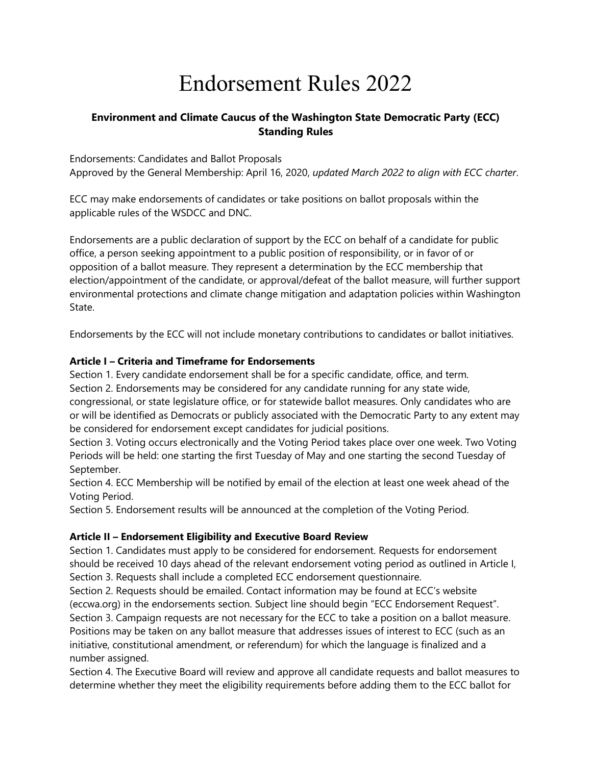# Endorsement Rules 2022

## Environment and Climate Caucus of the Washington State Democratic Party (ECC) Standing Rules

Endorsements: Candidates and Ballot Proposals
Approved by the General Membership: April 16, 2020, *updated March 2022 to align with ECC charter*.

ECC may make endorsements of candidates or take positions on ballot proposals within the applicable rules of the WSDCC and DNC.

Endorsements are a public declaration of support by the ECC on behalf of a candidate for public office, a person seeking appointment to a public position of responsibility, or in favor of or opposition of a ballot measure. They represent a determination by the ECC membership that election/appointment of the candidate, or approval/defeat of the ballot measure, will further support environmental protections and climate change mitigation and adaptation policies within Washington State.

Endorsements by the ECC will not include monetary contributions to candidates or ballot initiatives.

### Article I – Criteria and Timeframe for Endorsements

Section 1. Every candidate endorsement shall be for a specific candidate, office, and term.
Section 2. Endorsements may be considered for any candidate running for any state wide, congressional, or state legislature office, or for statewide ballot measures. Only candidates who are or will be identified as Democrats or publicly associated with the Democratic Party to any extent may be considered for endorsement except candidates for judicial positions.
Section 3. Voting occurs electronically and the Voting Period takes place over one week. Two Voting Periods will be held: one starting the first Tuesday of May and one starting the second Tuesday of September.
Section 4. ECC Membership will be notified by email of the election at least one week ahead of the Voting Period.
Section 5. Endorsement results will be announced at the completion of the Voting Period.

### Article II – Endorsement Eligibility and Executive Board Review

Section 1. Candidates must apply to be considered for endorsement. Requests for endorsement should be received 10 days ahead of the relevant endorsement voting period as outlined in Article I, Section 3. Requests shall include a completed ECC endorsement questionnaire.
Section 2. Requests should be emailed. Contact information may be found at ECC's website (eccwa.org) in the endorsements section. Subject line should begin "ECC Endorsement Request".
Section 3. Campaign requests are not necessary for the ECC to take a position on a ballot measure. Positions may be taken on any ballot measure that addresses issues of interest to ECC (such as an initiative, constitutional amendment, or referendum) for which the language is finalized and a number assigned.
Section 4. The Executive Board will review and approve all candidate requests and ballot measures to determine whether they meet the eligibility requirements before adding them to the ECC ballot for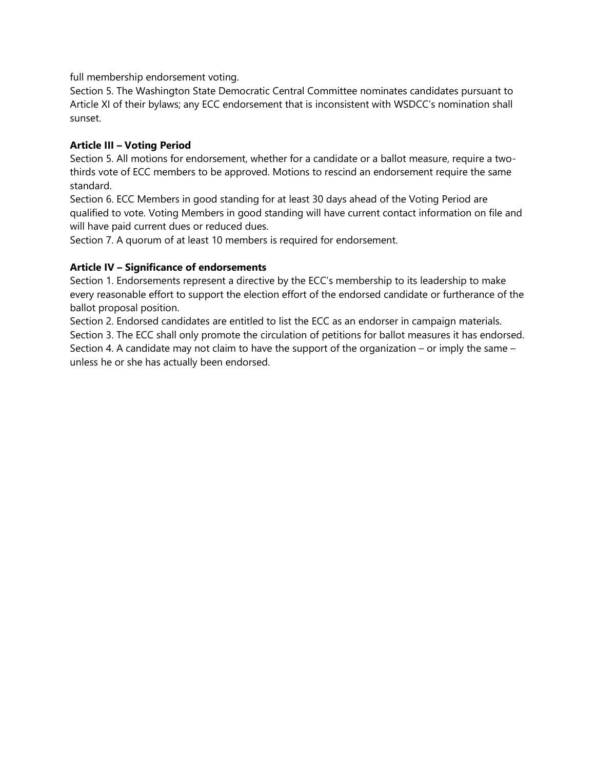full membership endorsement voting.

Section 5. The Washington State Democratic Central Committee nominates candidates pursuant to Article XI of their bylaws; any ECC endorsement that is inconsistent with WSDCC's nomination shall sunset.

**Article III – Voting Period**

Section 5. All motions for endorsement, whether for a candidate or a ballot measure, require a two-thirds vote of ECC members to be approved. Motions to rescind an endorsement require the same standard.

Section 6. ECC Members in good standing for at least 30 days ahead of the Voting Period are qualified to vote. Voting Members in good standing will have current contact information on file and will have paid current dues or reduced dues.

Section 7. A quorum of at least 10 members is required for endorsement.

**Article IV – Significance of endorsements**

Section 1. Endorsements represent a directive by the ECC's membership to its leadership to make every reasonable effort to support the election effort of the endorsed candidate or furtherance of the ballot proposal position.

Section 2. Endorsed candidates are entitled to list the ECC as an endorser in campaign materials.

Section 3. The ECC shall only promote the circulation of petitions for ballot measures it has endorsed.

Section 4. A candidate may not claim to have the support of the organization – or imply the same – unless he or she has actually been endorsed.